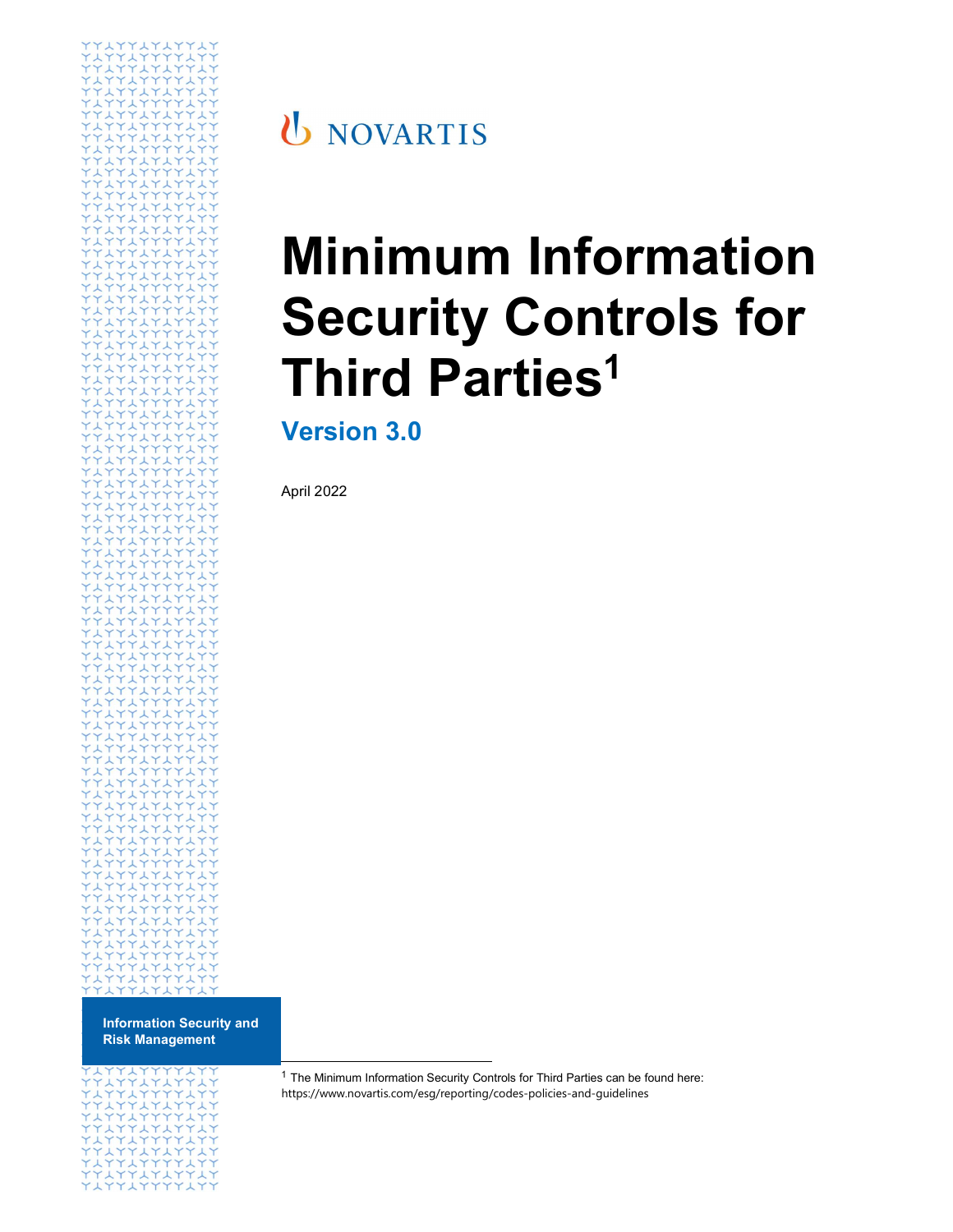NOVARTIS

# Minimum Information Security Controls for Third Parties[1]

## Version 3.0

April 2022

**Information Security and Risk Management**

[1] The Minimum Information Security Controls for Third Parties can be found here: https://www.novartis.com/esg/reporting/codes-policies-and-guidelines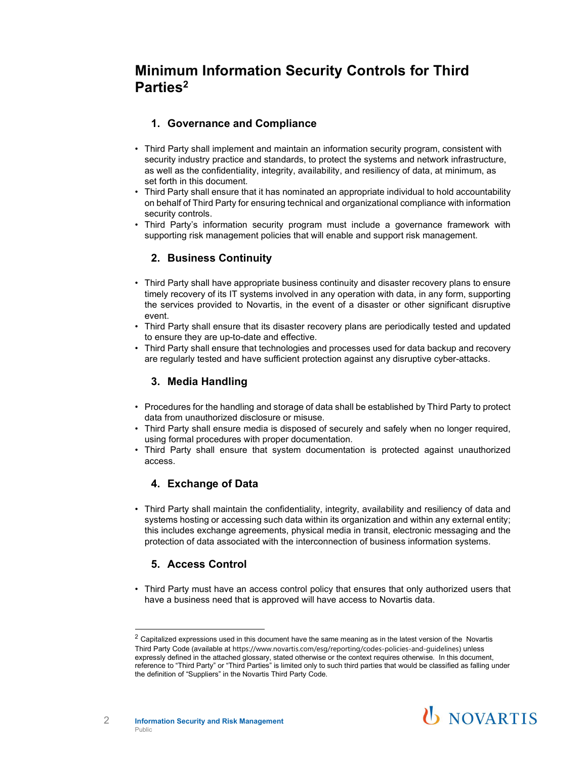# Minimum Information Security Controls for Third Parties[2]

## 1. Governance and Compliance

- Third Party shall implement and maintain an information security program, consistent with security industry practice and standards, to protect the systems and network infrastructure, as well as the confidentiality, integrity, availability, and resiliency of data, at minimum, as set forth in this document.
- Third Party shall ensure that it has nominated an appropriate individual to hold accountability on behalf of Third Party for ensuring technical and organizational compliance with information security controls.
- Third Party's information security program must include a governance framework with supporting risk management policies that will enable and support risk management.

## 2. Business Continuity

- Third Party shall have appropriate business continuity and disaster recovery plans to ensure timely recovery of its IT systems involved in any operation with data, in any form, supporting the services provided to Novartis, in the event of a disaster or other significant disruptive event.
- Third Party shall ensure that its disaster recovery plans are periodically tested and updated to ensure they are up-to-date and effective.
- Third Party shall ensure that technologies and processes used for data backup and recovery are regularly tested and have sufficient protection against any disruptive cyber-attacks.

## 3. Media Handling

- Procedures for the handling and storage of data shall be established by Third Party to protect data from unauthorized disclosure or misuse.
- Third Party shall ensure media is disposed of securely and safely when no longer required, using formal procedures with proper documentation.
- Third Party shall ensure that system documentation is protected against unauthorized access.

## 4. Exchange of Data

- Third Party shall maintain the confidentiality, integrity, availability and resiliency of data and systems hosting or accessing such data within its organization and within any external entity; this includes exchange agreements, physical media in transit, electronic messaging and the protection of data associated with the interconnection of business information systems.

## 5. Access Control

- Third Party must have an access control policy that ensures that only authorized users that have a business need that is approved will have access to Novartis data.

---

[2] Capitalized expressions used in this document have the same meaning as in the latest version of the Novartis Third Party Code (available at https://www.novartis.com/esg/reporting/codes-policies-and-guidelines) unless expressly defined in the attached glossary, stated otherwise or the context requires otherwise. In this document, reference to "Third Party" or "Third Parties" is limited only to such third parties that would be classified as falling under the definition of "Suppliers" in the Novartis Third Party Code.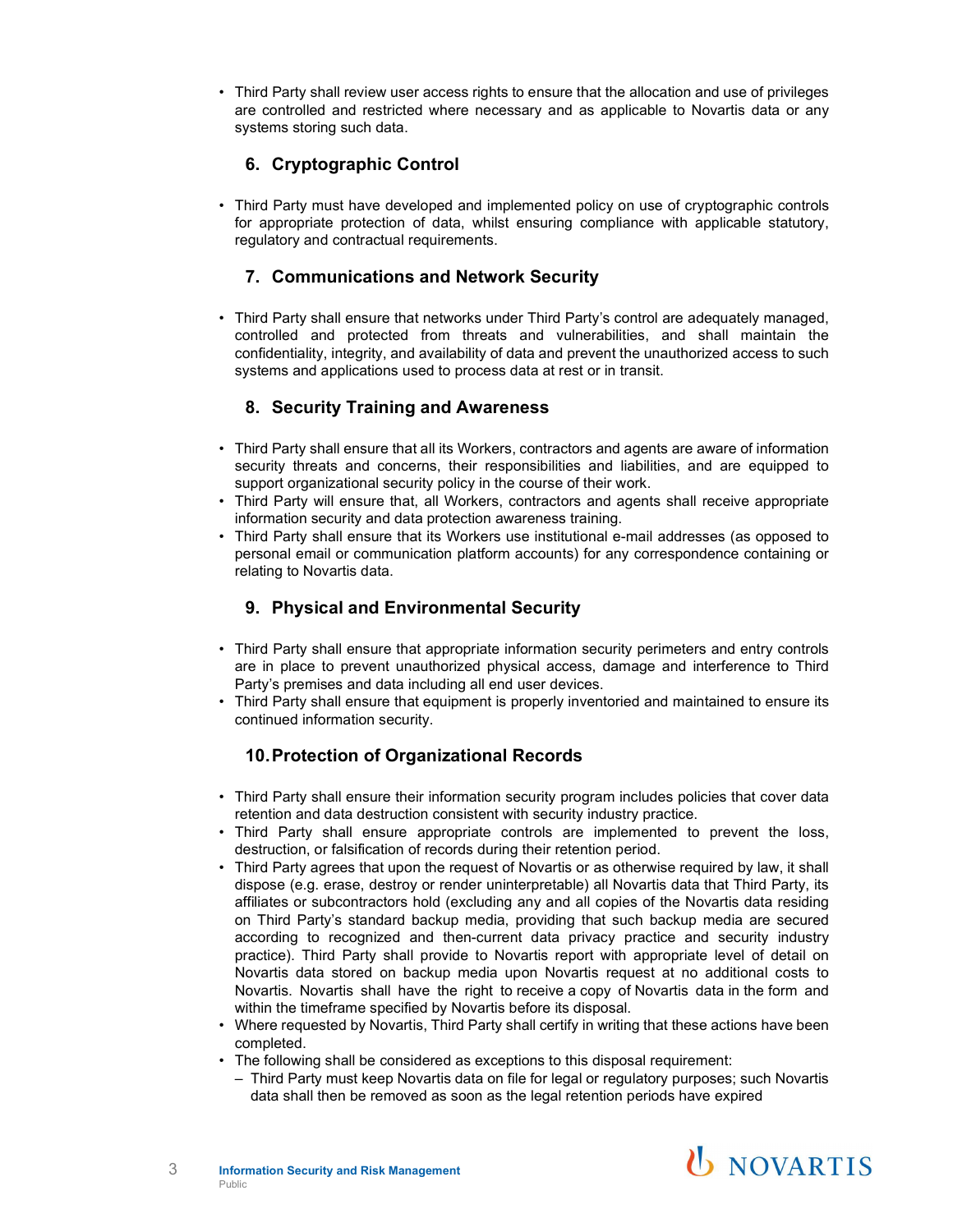- Third Party shall review user access rights to ensure that the allocation and use of privileges are controlled and restricted where necessary and as applicable to Novartis data or any systems storing such data.

## 6. Cryptographic Control

- Third Party must have developed and implemented policy on use of cryptographic controls for appropriate protection of data, whilst ensuring compliance with applicable statutory, regulatory and contractual requirements.

## 7. Communications and Network Security

- Third Party shall ensure that networks under Third Party's control are adequately managed, controlled and protected from threats and vulnerabilities, and shall maintain the confidentiality, integrity, and availability of data and prevent the unauthorized access to such systems and applications used to process data at rest or in transit.

## 8. Security Training and Awareness

- Third Party shall ensure that all its Workers, contractors and agents are aware of information security threats and concerns, their responsibilities and liabilities, and are equipped to support organizational security policy in the course of their work.
- Third Party will ensure that, all Workers, contractors and agents shall receive appropriate information security and data protection awareness training.
- Third Party shall ensure that its Workers use institutional e-mail addresses (as opposed to personal email or communication platform accounts) for any correspondence containing or relating to Novartis data.

## 9. Physical and Environmental Security

- Third Party shall ensure that appropriate information security perimeters and entry controls are in place to prevent unauthorized physical access, damage and interference to Third Party's premises and data including all end user devices.
- Third Party shall ensure that equipment is properly inventoried and maintained to ensure its continued information security.

## 10. Protection of Organizational Records

- Third Party shall ensure their information security program includes policies that cover data retention and data destruction consistent with security industry practice.
- Third Party shall ensure appropriate controls are implemented to prevent the loss, destruction, or falsification of records during their retention period.
- Third Party agrees that upon the request of Novartis or as otherwise required by law, it shall dispose (e.g. erase, destroy or render uninterpretable) all Novartis data that Third Party, its affiliates or subcontractors hold (excluding any and all copies of the Novartis data residing on Third Party's standard backup media, providing that such backup media are secured according to recognized and then-current data privacy practice and security industry practice). Third Party shall provide to Novartis report with appropriate level of detail on Novartis data stored on backup media upon Novartis request at no additional costs to Novartis. Novartis shall have the right to receive a copy of Novartis data in the form and within the timeframe specified by Novartis before its disposal.
- Where requested by Novartis, Third Party shall certify in writing that these actions have been completed.
- The following shall be considered as exceptions to this disposal requirement:
  - Third Party must keep Novartis data on file for legal or regulatory purposes; such Novartis data shall then be removed as soon as the legal retention periods have expired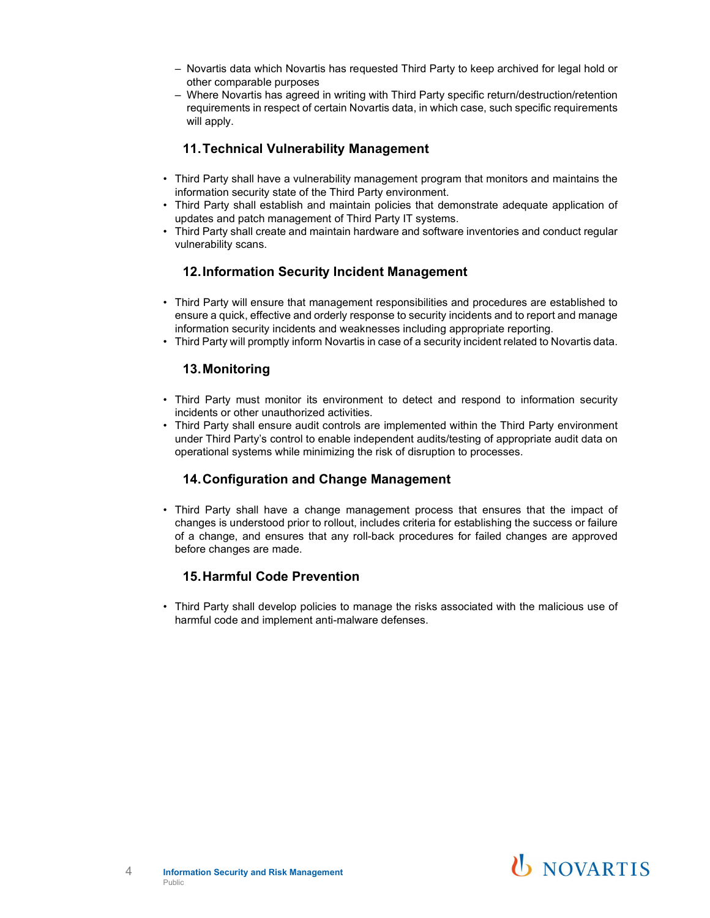- Novartis data which Novartis has requested Third Party to keep archived for legal hold or other comparable purposes
  - Where Novartis has agreed in writing with Third Party specific return/destruction/retention requirements in respect of certain Novartis data, in which case, such specific requirements will apply.

## 11. Technical Vulnerability Management

- Third Party shall have a vulnerability management program that monitors and maintains the information security state of the Third Party environment.
- Third Party shall establish and maintain policies that demonstrate adequate application of updates and patch management of Third Party IT systems.
- Third Party shall create and maintain hardware and software inventories and conduct regular vulnerability scans.

## 12. Information Security Incident Management

- Third Party will ensure that management responsibilities and procedures are established to ensure a quick, effective and orderly response to security incidents and to report and manage information security incidents and weaknesses including appropriate reporting.
- Third Party will promptly inform Novartis in case of a security incident related to Novartis data.

## 13. Monitoring

- Third Party must monitor its environment to detect and respond to information security incidents or other unauthorized activities.
- Third Party shall ensure audit controls are implemented within the Third Party environment under Third Party's control to enable independent audits/testing of appropriate audit data on operational systems while minimizing the risk of disruption to processes.

## 14. Configuration and Change Management

- Third Party shall have a change management process that ensures that the impact of changes is understood prior to rollout, includes criteria for establishing the success or failure of a change, and ensures that any roll-back procedures for failed changes are approved before changes are made.

## 15. Harmful Code Prevention

- Third Party shall develop policies to manage the risks associated with the malicious use of harmful code and implement anti-malware defenses.